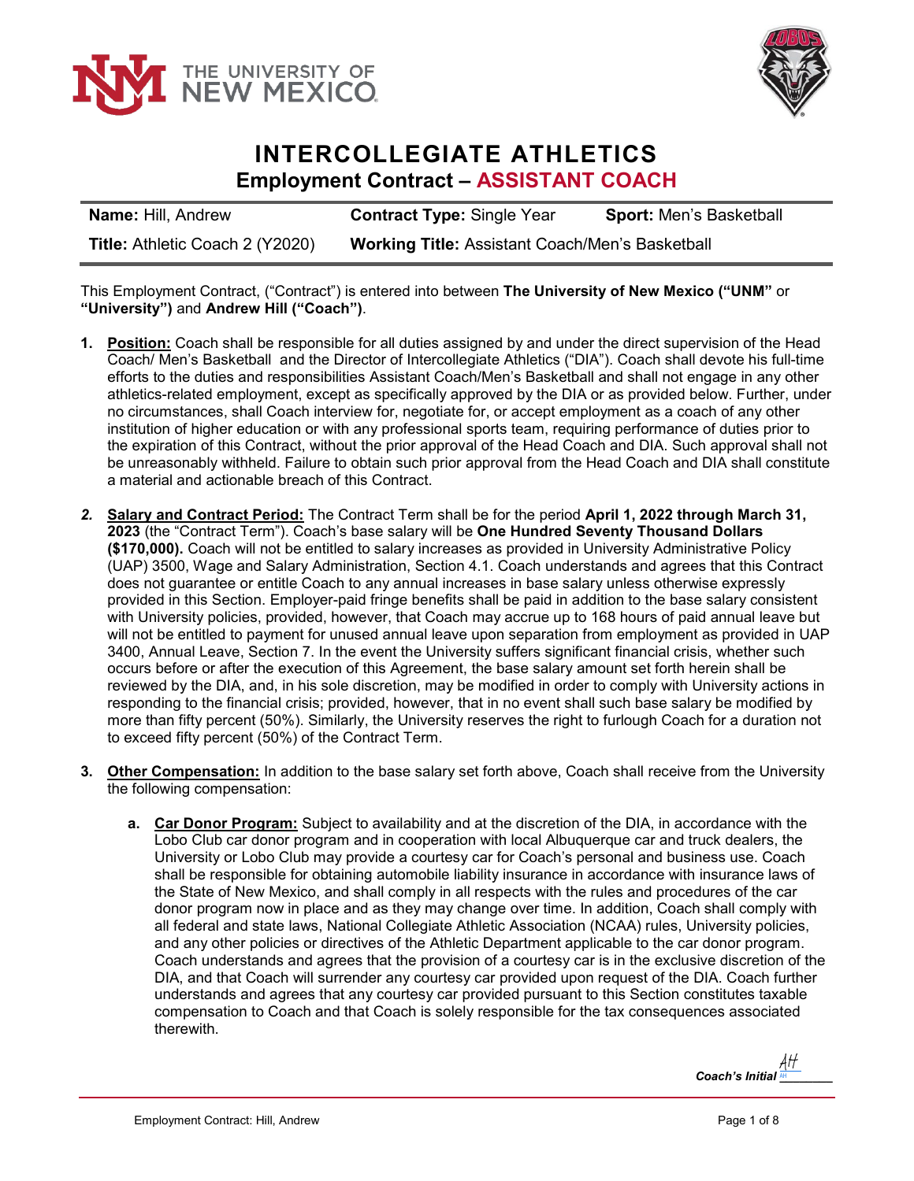THE UNIVERSITY OF NEW MEXICO

# INTERCOLLEGIATE ATHLETICS

## Employment Contract – ASSISTANT COACH

| **Name:** Hill, Andrew | **Contract Type:** Single Year | **Sport:** Men's Basketball |
|---|---|---|
| **Title:** Athletic Coach 2 (Y2020) | **Working Title:** Assistant Coach/Men's Basketball | |

This Employment Contract, ("Contract") is entered into between **The University of New Mexico ("UNM"** or **"University")** and **Andrew Hill ("Coach")**.

1. **Position:** Coach shall be responsible for all duties assigned by and under the direct supervision of the Head Coach/ Men's Basketball and the Director of Intercollegiate Athletics ("DIA"). Coach shall devote his full-time efforts to the duties and responsibilities Assistant Coach/Men's Basketball and shall not engage in any other athletics-related employment, except as specifically approved by the DIA or as provided below. Further, under no circumstances, shall Coach interview for, negotiate for, or accept employment as a coach of any other institution of higher education or with any professional sports team, requiring performance of duties prior to the expiration of this Contract, without the prior approval of the Head Coach and DIA. Such approval shall not be unreasonably withheld. Failure to obtain such prior approval from the Head Coach and DIA shall constitute a material and actionable breach of this Contract.

2. **Salary and Contract Period:** The Contract Term shall be for the period **April 1, 2022 through March 31, 2023** (the "Contract Term"). Coach's base salary will be **One Hundred Seventy Thousand Dollars ($170,000).** Coach will not be entitled to salary increases as provided in University Administrative Policy (UAP) 3500, Wage and Salary Administration, Section 4.1. Coach understands and agrees that this Contract does not guarantee or entitle Coach to any annual increases in base salary unless otherwise expressly provided in this Section. Employer-paid fringe benefits shall be paid in addition to the base salary consistent with University policies, provided, however, that Coach may accrue up to 168 hours of paid annual leave but will not be entitled to payment for unused annual leave upon separation from employment as provided in UAP 3400, Annual Leave, Section 7. In the event the University suffers significant financial crisis, whether such occurs before or after the execution of this Agreement, the base salary amount set forth herein shall be reviewed by the DIA, and, in his sole discretion, may be modified in order to comply with University actions in responding to the financial crisis; provided, however, that in no event shall such base salary be modified by more than fifty percent (50%). Similarly, the University reserves the right to furlough Coach for a duration not to exceed fifty percent (50%) of the Contract Term.

3. **Other Compensation:** In addition to the base salary set forth above, Coach shall receive from the University the following compensation:

   a. **Car Donor Program:** Subject to availability and at the discretion of the DIA, in accordance with the Lobo Club car donor program and in cooperation with local Albuquerque car and truck dealers, the University or Lobo Club may provide a courtesy car for Coach's personal and business use. Coach shall be responsible for obtaining automobile liability insurance in accordance with insurance laws of the State of New Mexico, and shall comply in all respects with the rules and procedures of the car donor program now in place and as they may change over time. In addition, Coach shall comply with all federal and state laws, National Collegiate Athletic Association (NCAA) rules, University policies, and any other policies or directives of the Athletic Department applicable to the car donor program. Coach understands and agrees that the provision of a courtesy car is in the exclusive discretion of the DIA, and that Coach will surrender any courtesy car provided upon request of the DIA. Coach further understands and agrees that any courtesy car provided pursuant to this Section constitutes taxable compensation to Coach and that Coach is solely responsible for the tax consequences associated therewith.

*Coach's Initial* AH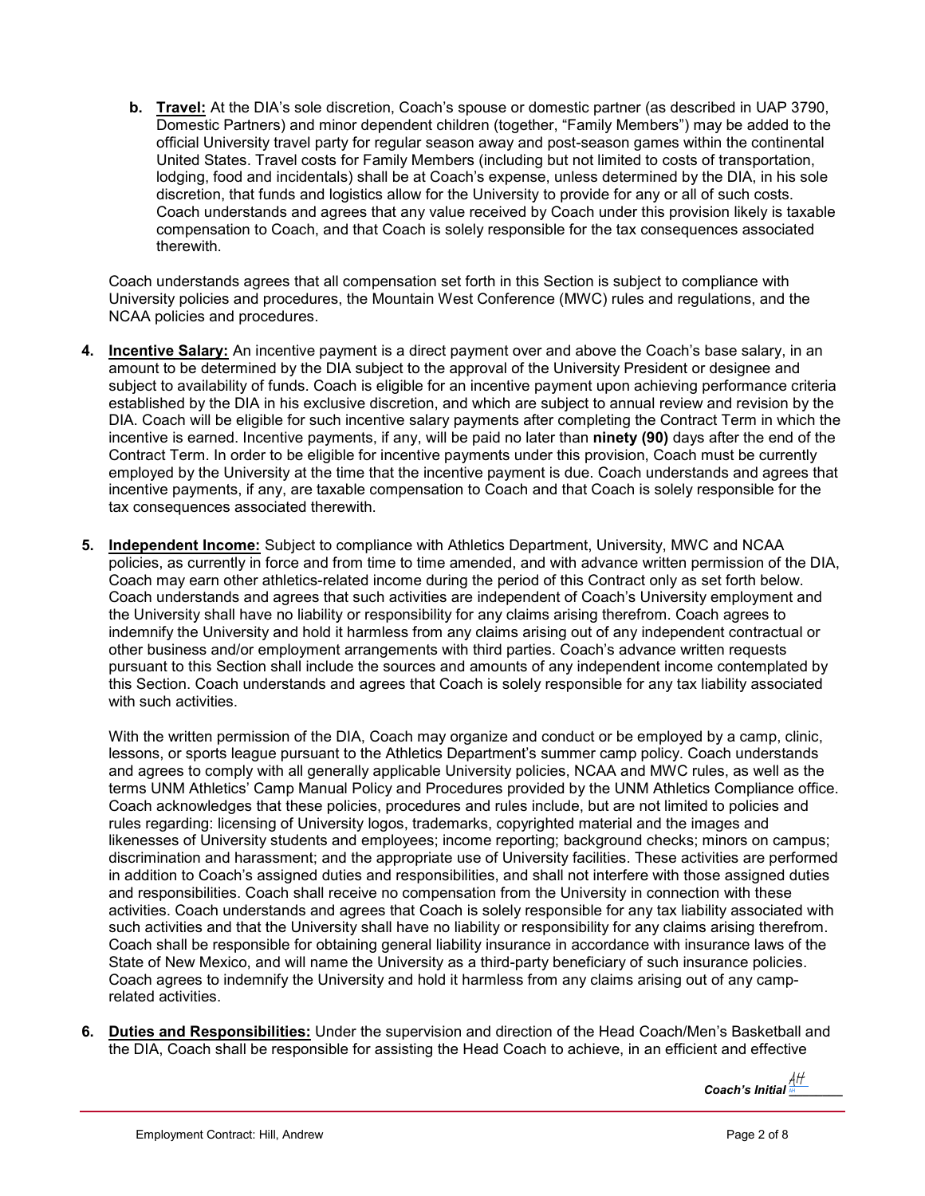**b.** **Travel:** At the DIA's sole discretion, Coach's spouse or domestic partner (as described in UAP 3790, Domestic Partners) and minor dependent children (together, "Family Members") may be added to the official University travel party for regular season away and post-season games within the continental United States. Travel costs for Family Members (including but not limited to costs of transportation, lodging, food and incidentals) shall be at Coach's expense, unless determined by the DIA, in his sole discretion, that funds and logistics allow for the University to provide for any or all of such costs. Coach understands and agrees that any value received by Coach under this provision likely is taxable compensation to Coach, and that Coach is solely responsible for the tax consequences associated therewith.

Coach understands agrees that all compensation set forth in this Section is subject to compliance with University policies and procedures, the Mountain West Conference (MWC) rules and regulations, and the NCAA policies and procedures.

**4.** **Incentive Salary:** An incentive payment is a direct payment over and above the Coach's base salary, in an amount to be determined by the DIA subject to the approval of the University President or designee and subject to availability of funds. Coach is eligible for an incentive payment upon achieving performance criteria established by the DIA in his exclusive discretion, and which are subject to annual review and revision by the DIA. Coach will be eligible for such incentive salary payments after completing the Contract Term in which the incentive is earned. Incentive payments, if any, will be paid no later than **ninety (90)** days after the end of the Contract Term. In order to be eligible for incentive payments under this provision, Coach must be currently employed by the University at the time that the incentive payment is due. Coach understands and agrees that incentive payments, if any, are taxable compensation to Coach and that Coach is solely responsible for the tax consequences associated therewith.

**5.** **Independent Income:** Subject to compliance with Athletics Department, University, MWC and NCAA policies, as currently in force and from time to time amended, and with advance written permission of the DIA, Coach may earn other athletics-related income during the period of this Contract only as set forth below. Coach understands and agrees that such activities are independent of Coach's University employment and the University shall have no liability or responsibility for any claims arising therefrom. Coach agrees to indemnify the University and hold it harmless from any claims arising out of any independent contractual or other business and/or employment arrangements with third parties. Coach's advance written requests pursuant to this Section shall include the sources and amounts of any independent income contemplated by this Section. Coach understands and agrees that Coach is solely responsible for any tax liability associated with such activities.

With the written permission of the DIA, Coach may organize and conduct or be employed by a camp, clinic, lessons, or sports league pursuant to the Athletics Department's summer camp policy. Coach understands and agrees to comply with all generally applicable University policies, NCAA and MWC rules, as well as the terms UNM Athletics' Camp Manual Policy and Procedures provided by the UNM Athletics Compliance office. Coach acknowledges that these policies, procedures and rules include, but are not limited to policies and rules regarding: licensing of University logos, trademarks, copyrighted material and the images and likenesses of University students and employees; income reporting; background checks; minors on campus; discrimination and harassment; and the appropriate use of University facilities. These activities are performed in addition to Coach's assigned duties and responsibilities, and shall not interfere with those assigned duties and responsibilities. Coach shall receive no compensation from the University in connection with these activities. Coach understands and agrees that Coach is solely responsible for any tax liability associated with such activities and that the University shall have no liability or responsibility for any claims arising therefrom. Coach shall be responsible for obtaining general liability insurance in accordance with insurance laws of the State of New Mexico, and will name the University as a third-party beneficiary of such insurance policies. Coach agrees to indemnify the University and hold it harmless from any claims arising out of any camp-related activities.

**6.** **Duties and Responsibilities:** Under the supervision and direction of the Head Coach/Men's Basketball and the DIA, Coach shall be responsible for assisting the Head Coach to achieve, in an efficient and effective

***Coach's Initial*** AH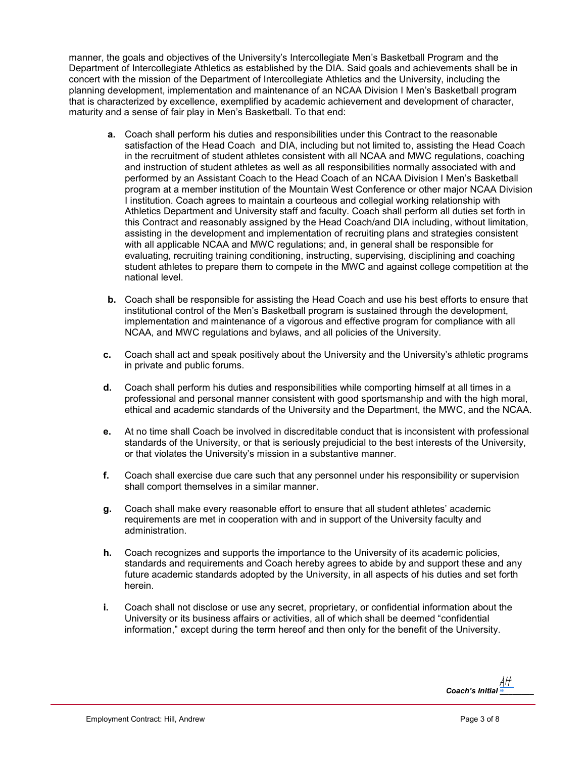manner, the goals and objectives of the University's Intercollegiate Men's Basketball Program and the Department of Intercollegiate Athletics as established by the DIA. Said goals and achievements shall be in concert with the mission of the Department of Intercollegiate Athletics and the University, including the planning development, implementation and maintenance of an NCAA Division I Men's Basketball program that is characterized by excellence, exemplified by academic achievement and development of character, maturity and a sense of fair play in Men's Basketball. To that end:

**a.** Coach shall perform his duties and responsibilities under this Contract to the reasonable satisfaction of the Head Coach and DIA, including but not limited to, assisting the Head Coach in the recruitment of student athletes consistent with all NCAA and MWC regulations, coaching and instruction of student athletes as well as all responsibilities normally associated with and performed by an Assistant Coach to the Head Coach of an NCAA Division I Men's Basketball program at a member institution of the Mountain West Conference or other major NCAA Division I institution. Coach agrees to maintain a courteous and collegial working relationship with Athletics Department and University staff and faculty. Coach shall perform all duties set forth in this Contract and reasonably assigned by the Head Coach/and DIA including, without limitation, assisting in the development and implementation of recruiting plans and strategies consistent with all applicable NCAA and MWC regulations; and, in general shall be responsible for evaluating, recruiting training conditioning, instructing, supervising, disciplining and coaching student athletes to prepare them to compete in the MWC and against college competition at the national level.

**b.** Coach shall be responsible for assisting the Head Coach and use his best efforts to ensure that institutional control of the Men's Basketball program is sustained through the development, implementation and maintenance of a vigorous and effective program for compliance with all NCAA, and MWC regulations and bylaws, and all policies of the University.

**c.** Coach shall act and speak positively about the University and the University's athletic programs in private and public forums.

**d.** Coach shall perform his duties and responsibilities while comporting himself at all times in a professional and personal manner consistent with good sportsmanship and with the high moral, ethical and academic standards of the University and the Department, the MWC, and the NCAA.

**e.** At no time shall Coach be involved in discreditable conduct that is inconsistent with professional standards of the University, or that is seriously prejudicial to the best interests of the University, or that violates the University's mission in a substantive manner.

**f.** Coach shall exercise due care such that any personnel under his responsibility or supervision shall comport themselves in a similar manner.

**g.** Coach shall make every reasonable effort to ensure that all student athletes' academic requirements are met in cooperation with and in support of the University faculty and administration.

**h.** Coach recognizes and supports the importance to the University of its academic policies, standards and requirements and Coach hereby agrees to abide by and support these and any future academic standards adopted by the University, in all aspects of his duties and set forth herein.

**i.** Coach shall not disclose or use any secret, proprietary, or confidential information about the University or its business affairs or activities, all of which shall be deemed "confidential information," except during the term hereof and then only for the benefit of the University.

***Coach's Initial*** AH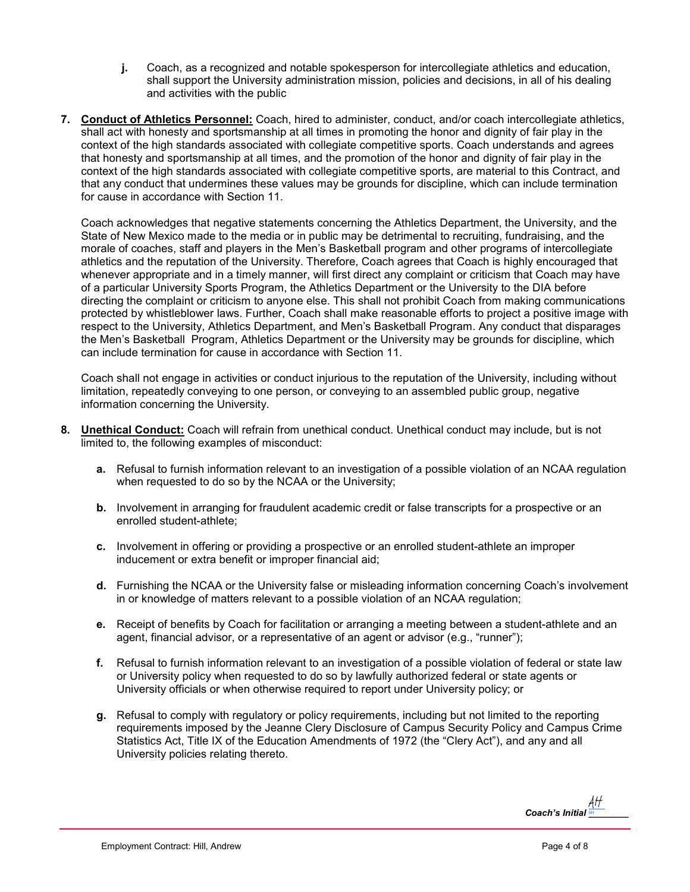j. Coach, as a recognized and notable spokesperson for intercollegiate athletics and education, shall support the University administration mission, policies and decisions, in all of his dealing and activities with the public

7. **Conduct of Athletics Personnel:** Coach, hired to administer, conduct, and/or coach intercollegiate athletics, shall act with honesty and sportsmanship at all times in promoting the honor and dignity of fair play in the context of the high standards associated with collegiate competitive sports. Coach understands and agrees that honesty and sportsmanship at all times, and the promotion of the honor and dignity of fair play in the context of the high standards associated with collegiate competitive sports, are material to this Contract, and that any conduct that undermines these values may be grounds for discipline, which can include termination for cause in accordance with Section 11.

   Coach acknowledges that negative statements concerning the Athletics Department, the University, and the State of New Mexico made to the media or in public may be detrimental to recruiting, fundraising, and the morale of coaches, staff and players in the Men's Basketball program and other programs of intercollegiate athletics and the reputation of the University. Therefore, Coach agrees that Coach is highly encouraged that whenever appropriate and in a timely manner, will first direct any complaint or criticism that Coach may have of a particular University Sports Program, the Athletics Department or the University to the DIA before directing the complaint or criticism to anyone else. This shall not prohibit Coach from making communications protected by whistleblower laws. Further, Coach shall make reasonable efforts to project a positive image with respect to the University, Athletics Department, and Men's Basketball Program. Any conduct that disparages the Men's Basketball Program, Athletics Department or the University may be grounds for discipline, which can include termination for cause in accordance with Section 11.

   Coach shall not engage in activities or conduct injurious to the reputation of the University, including without limitation, repeatedly conveying to one person, or conveying to an assembled public group, negative information concerning the University.

8. **Unethical Conduct:** Coach will refrain from unethical conduct. Unethical conduct may include, but is not limited to, the following examples of misconduct:

   a. Refusal to furnish information relevant to an investigation of a possible violation of an NCAA regulation when requested to do so by the NCAA or the University;

   b. Involvement in arranging for fraudulent academic credit or false transcripts for a prospective or an enrolled student-athlete;

   c. Involvement in offering or providing a prospective or an enrolled student-athlete an improper inducement or extra benefit or improper financial aid;

   d. Furnishing the NCAA or the University false or misleading information concerning Coach's involvement in or knowledge of matters relevant to a possible violation of an NCAA regulation;

   e. Receipt of benefits by Coach for facilitation or arranging a meeting between a student-athlete and an agent, financial advisor, or a representative of an agent or advisor (e.g., "runner");

   f. Refusal to furnish information relevant to an investigation of a possible violation of federal or state law or University policy when requested to do so by lawfully authorized federal or state agents or University officials or when otherwise required to report under University policy; or

   g. Refusal to comply with regulatory or policy requirements, including but not limited to the reporting requirements imposed by the Jeanne Clery Disclosure of Campus Security Policy and Campus Crime Statistics Act, Title IX of the Education Amendments of 1972 (the "Clery Act"), and any and all University policies relating thereto.

***Coach's Initial*** AH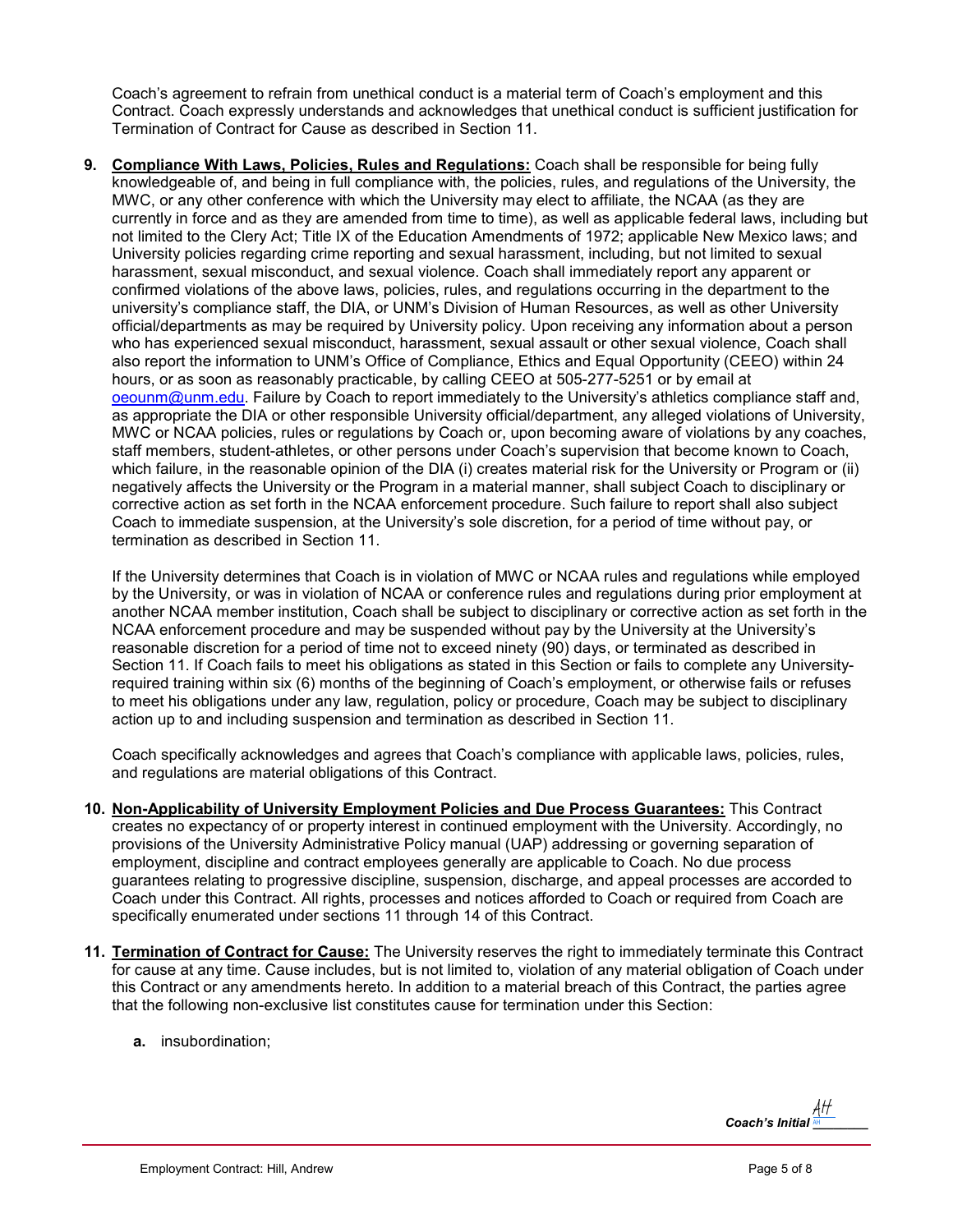Coach's agreement to refrain from unethical conduct is a material term of Coach's employment and this Contract. Coach expressly understands and acknowledges that unethical conduct is sufficient justification for Termination of Contract for Cause as described in Section 11.

**9. Compliance With Laws, Policies, Rules and Regulations:** Coach shall be responsible for being fully knowledgeable of, and being in full compliance with, the policies, rules, and regulations of the University, the MWC, or any other conference with which the University may elect to affiliate, the NCAA (as they are currently in force and as they are amended from time to time), as well as applicable federal laws, including but not limited to the Clery Act; Title IX of the Education Amendments of 1972; applicable New Mexico laws; and University policies regarding crime reporting and sexual harassment, including, but not limited to sexual harassment, sexual misconduct, and sexual violence. Coach shall immediately report any apparent or confirmed violations of the above laws, policies, rules, and regulations occurring in the department to the university's compliance staff, the DIA, or UNM's Division of Human Resources, as well as other University official/departments as may be required by University policy. Upon receiving any information about a person who has experienced sexual misconduct, harassment, sexual assault or other sexual violence, Coach shall also report the information to UNM's Office of Compliance, Ethics and Equal Opportunity (CEEO) within 24 hours, or as soon as reasonably practicable, by calling CEEO at 505-277-5251 or by email at oeounm@unm.edu. Failure by Coach to report immediately to the University's athletics compliance staff and, as appropriate the DIA or other responsible University official/department, any alleged violations of University, MWC or NCAA policies, rules or regulations by Coach or, upon becoming aware of violations by any coaches, staff members, student-athletes, or other persons under Coach's supervision that become known to Coach, which failure, in the reasonable opinion of the DIA (i) creates material risk for the University or Program or (ii) negatively affects the University or the Program in a material manner, shall subject Coach to disciplinary or corrective action as set forth in the NCAA enforcement procedure. Such failure to report shall also subject Coach to immediate suspension, at the University's sole discretion, for a period of time without pay, or termination as described in Section 11.

If the University determines that Coach is in violation of MWC or NCAA rules and regulations while employed by the University, or was in violation of NCAA or conference rules and regulations during prior employment at another NCAA member institution, Coach shall be subject to disciplinary or corrective action as set forth in the NCAA enforcement procedure and may be suspended without pay by the University at the University's reasonable discretion for a period of time not to exceed ninety (90) days, or terminated as described in Section 11. If Coach fails to meet his obligations as stated in this Section or fails to complete any University-required training within six (6) months of the beginning of Coach's employment, or otherwise fails or refuses to meet his obligations under any law, regulation, policy or procedure, Coach may be subject to disciplinary action up to and including suspension and termination as described in Section 11.

Coach specifically acknowledges and agrees that Coach's compliance with applicable laws, policies, rules, and regulations are material obligations of this Contract.

**10. Non-Applicability of University Employment Policies and Due Process Guarantees:** This Contract creates no expectancy of or property interest in continued employment with the University. Accordingly, no provisions of the University Administrative Policy manual (UAP) addressing or governing separation of employment, discipline and contract employees generally are applicable to Coach. No due process guarantees relating to progressive discipline, suspension, discharge, and appeal processes are accorded to Coach under this Contract. All rights, processes and notices afforded to Coach or required from Coach are specifically enumerated under sections 11 through 14 of this Contract.

**11. Termination of Contract for Cause:** The University reserves the right to immediately terminate this Contract for cause at any time. Cause includes, but is not limited to, violation of any material obligation of Coach under this Contract or any amendments hereto. In addition to a material breach of this Contract, the parties agree that the following non-exclusive list constitutes cause for termination under this Section:

- **a.** insubordination;

***Coach's Initial*** AH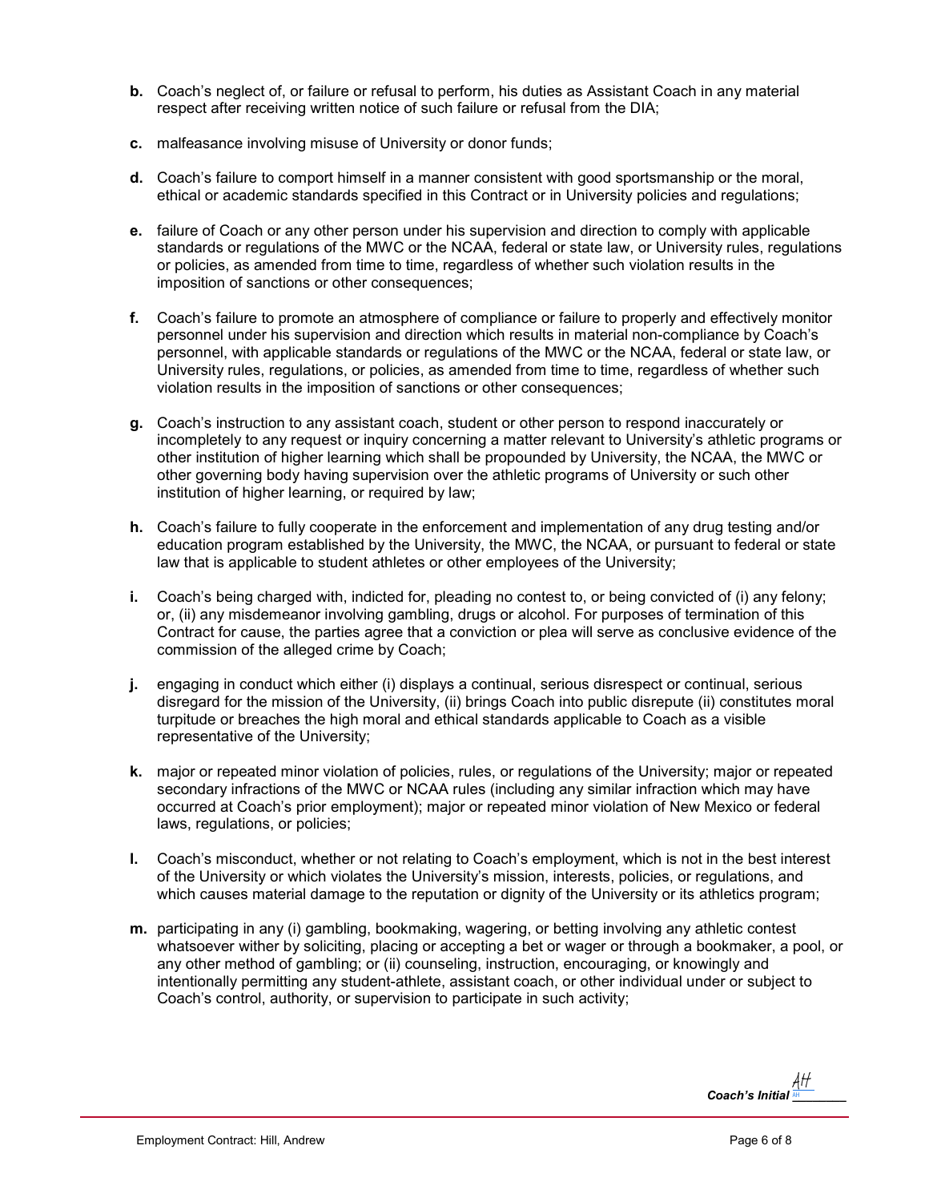**b.** Coach's neglect of, or failure or refusal to perform, his duties as Assistant Coach in any material respect after receiving written notice of such failure or refusal from the DIA;

**c.** malfeasance involving misuse of University or donor funds;

**d.** Coach's failure to comport himself in a manner consistent with good sportsmanship or the moral, ethical or academic standards specified in this Contract or in University policies and regulations;

**e.** failure of Coach or any other person under his supervision and direction to comply with applicable standards or regulations of the MWC or the NCAA, federal or state law, or University rules, regulations or policies, as amended from time to time, regardless of whether such violation results in the imposition of sanctions or other consequences;

**f.** Coach's failure to promote an atmosphere of compliance or failure to properly and effectively monitor personnel under his supervision and direction which results in material non-compliance by Coach's personnel, with applicable standards or regulations of the MWC or the NCAA, federal or state law, or University rules, regulations, or policies, as amended from time to time, regardless of whether such violation results in the imposition of sanctions or other consequences;

**g.** Coach's instruction to any assistant coach, student or other person to respond inaccurately or incompletely to any request or inquiry concerning a matter relevant to University's athletic programs or other institution of higher learning which shall be propounded by University, the NCAA, the MWC or other governing body having supervision over the athletic programs of University or such other institution of higher learning, or required by law;

**h.** Coach's failure to fully cooperate in the enforcement and implementation of any drug testing and/or education program established by the University, the MWC, the NCAA, or pursuant to federal or state law that is applicable to student athletes or other employees of the University;

**i.** Coach's being charged with, indicted for, pleading no contest to, or being convicted of (i) any felony; or, (ii) any misdemeanor involving gambling, drugs or alcohol. For purposes of termination of this Contract for cause, the parties agree that a conviction or plea will serve as conclusive evidence of the commission of the alleged crime by Coach;

**j.** engaging in conduct which either (i) displays a continual, serious disrespect or continual, serious disregard for the mission of the University, (ii) brings Coach into public disrepute (ii) constitutes moral turpitude or breaches the high moral and ethical standards applicable to Coach as a visible representative of the University;

**k.** major or repeated minor violation of policies, rules, or regulations of the University; major or repeated secondary infractions of the MWC or NCAA rules (including any similar infraction which may have occurred at Coach's prior employment); major or repeated minor violation of New Mexico or federal laws, regulations, or policies;

**l.** Coach's misconduct, whether or not relating to Coach's employment, which is not in the best interest of the University or which violates the University's mission, interests, policies, or regulations, and which causes material damage to the reputation or dignity of the University or its athletics program;

**m.** participating in any (i) gambling, bookmaking, wagering, or betting involving any athletic contest whatsoever wither by soliciting, placing or accepting a bet or wager or through a bookmaker, a pool, or any other method of gambling; or (ii) counseling, instruction, encouraging, or knowingly and intentionally permitting any student-athlete, assistant coach, or other individual under or subject to Coach's control, authority, or supervision to participate in such activity;

***Coach's Initial*** AH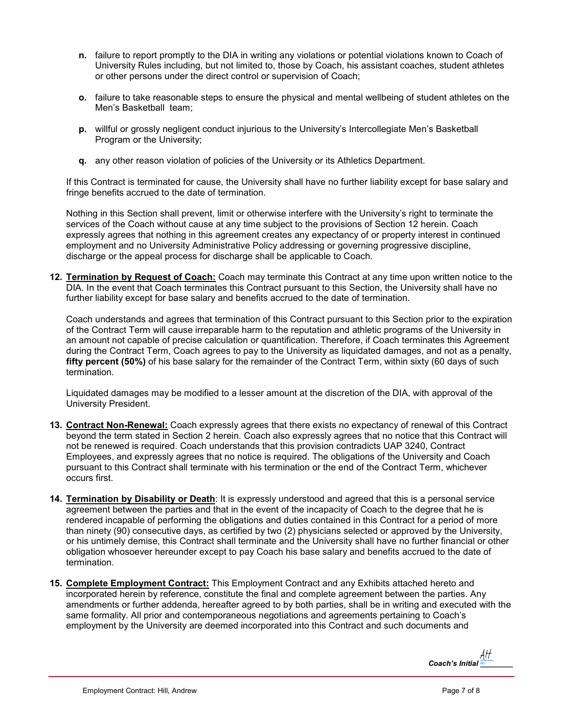**n.** failure to report promptly to the DIA in writing any violations or potential violations known to Coach of University Rules including, but not limited to, those by Coach, his assistant coaches, student athletes or other persons under the direct control or supervision of Coach;

**o.** failure to take reasonable steps to ensure the physical and mental wellbeing of student athletes on the Men's Basketball team;

**p.** willful or grossly negligent conduct injurious to the University's Intercollegiate Men's Basketball Program or the University;

**q.** any other reason violation of policies of the University or its Athletics Department.

If this Contract is terminated for cause, the University shall have no further liability except for base salary and fringe benefits accrued to the date of termination.

Nothing in this Section shall prevent, limit or otherwise interfere with the University's right to terminate the services of the Coach without cause at any time subject to the provisions of Section 12 herein. Coach expressly agrees that nothing in this agreement creates any expectancy of or property interest in continued employment and no University Administrative Policy addressing or governing progressive discipline, discharge or the appeal process for discharge shall be applicable to Coach.

**12. Termination by Request of Coach:** Coach may terminate this Contract at any time upon written notice to the DIA. In the event that Coach terminates this Contract pursuant to this Section, the University shall have no further liability except for base salary and benefits accrued to the date of termination.

Coach understands and agrees that termination of this Contract pursuant to this Section prior to the expiration of the Contract Term will cause irreparable harm to the reputation and athletic programs of the University in an amount not capable of precise calculation or quantification. Therefore, if Coach terminates this Agreement during the Contract Term, Coach agrees to pay to the University as liquidated damages, and not as a penalty, **fifty percent (50%)** of his base salary for the remainder of the Contract Term, within sixty (60 days of such termination.

Liquidated damages may be modified to a lesser amount at the discretion of the DIA, with approval of the University President.

**13. Contract Non-Renewal:** Coach expressly agrees that there exists no expectancy of renewal of this Contract beyond the term stated in Section 2 herein. Coach also expressly agrees that no notice that this Contract will not be renewed is required. Coach understands that this provision contradicts UAP 3240, Contract Employees, and expressly agrees that no notice is required. The obligations of the University and Coach pursuant to this Contract shall terminate with his termination or the end of the Contract Term, whichever occurs first.

**14. Termination by Disability or Death**: It is expressly understood and agreed that this is a personal service agreement between the parties and that in the event of the incapacity of Coach to the degree that he is rendered incapable of performing the obligations and duties contained in this Contract for a period of more than ninety (90) consecutive days, as certified by two (2) physicians selected or approved by the University, or his untimely demise, this Contract shall terminate and the University shall have no further financial or other obligation whosoever hereunder except to pay Coach his base salary and benefits accrued to the date of termination.

**15. Complete Employment Contract:** This Employment Contract and any Exhibits attached hereto and incorporated herein by reference, constitute the final and complete agreement between the parties. Any amendments or further addenda, hereafter agreed to by both parties, shall be in writing and executed with the same formality. All prior and contemporaneous negotiations and agreements pertaining to Coach's employment by the University are deemed incorporated into this Contract and such documents and

***Coach's Initial*** AH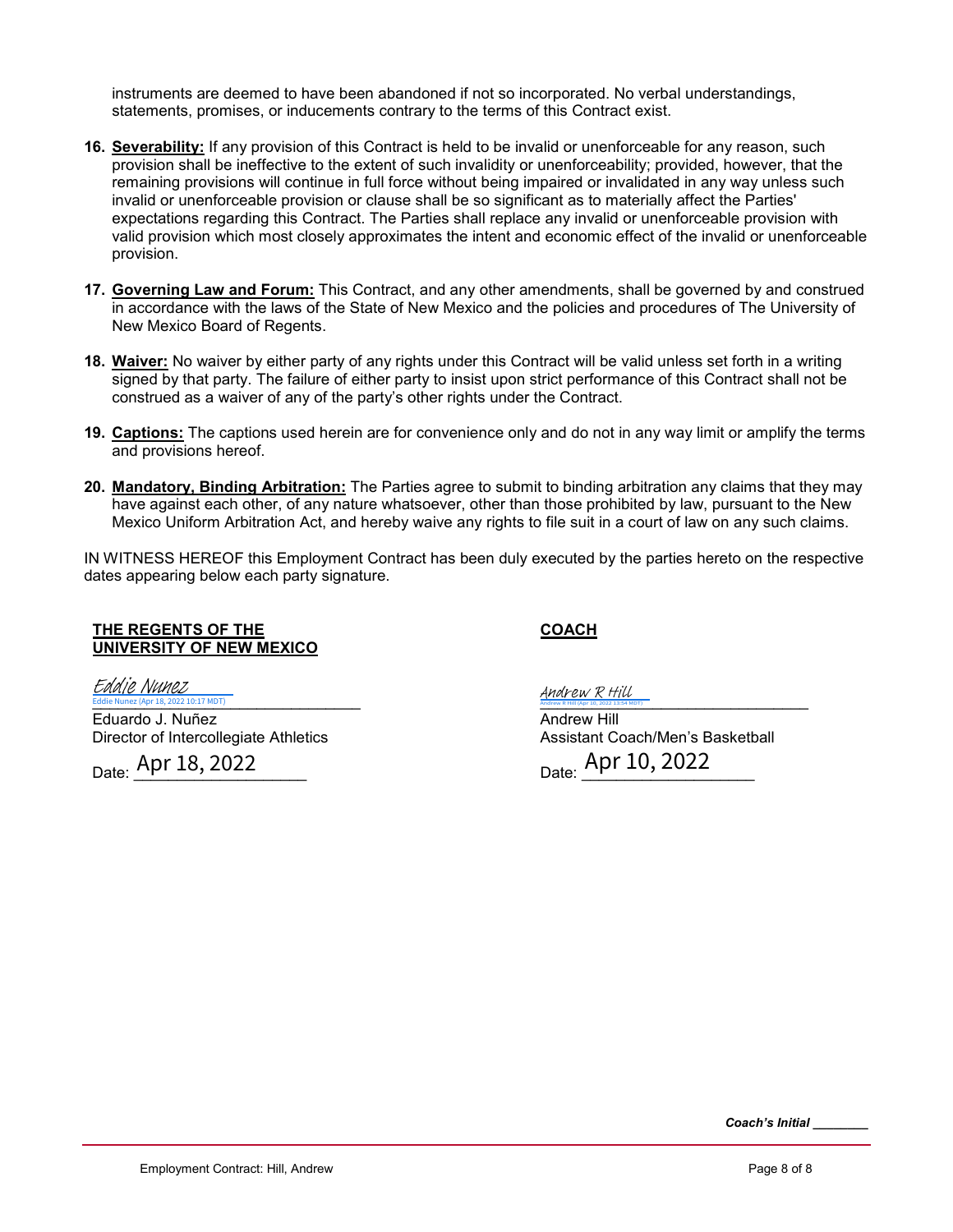instruments are deemed to have been abandoned if not so incorporated. No verbal understandings, statements, promises, or inducements contrary to the terms of this Contract exist.

16. **Severability:** If any provision of this Contract is held to be invalid or unenforceable for any reason, such provision shall be ineffective to the extent of such invalidity or unenforceability; provided, however, that the remaining provisions will continue in full force without being impaired or invalidated in any way unless such invalid or unenforceable provision or clause shall be so significant as to materially affect the Parties' expectations regarding this Contract. The Parties shall replace any invalid or unenforceable provision with valid provision which most closely approximates the intent and economic effect of the invalid or unenforceable provision.

17. **Governing Law and Forum:** This Contract, and any other amendments, shall be governed by and construed in accordance with the laws of the State of New Mexico and the policies and procedures of The University of New Mexico Board of Regents.

18. **Waiver:** No waiver by either party of any rights under this Contract will be valid unless set forth in a writing signed by that party. The failure of either party to insist upon strict performance of this Contract shall not be construed as a waiver of any of the party's other rights under the Contract.

19. **Captions:** The captions used herein are for convenience only and do not in any way limit or amplify the terms and provisions hereof.

20. **Mandatory, Binding Arbitration:** The Parties agree to submit to binding arbitration any claims that they may have against each other, of any nature whatsoever, other than those prohibited by law, pursuant to the New Mexico Uniform Arbitration Act, and hereby waive any rights to file suit in a court of law on any such claims.

IN WITNESS HEREOF this Employment Contract has been duly executed by the parties hereto on the respective dates appearing below each party signature.

**THE REGENTS OF THE UNIVERSITY OF NEW MEXICO**

Eddie Nunez
Eddie Nunez (Apr 18, 2022 10:17 MDT)

Eduardo J. Nuñez
Director of Intercollegiate Athletics

Date: Apr 18, 2022

**COACH**

Andrew R Hill
Andrew R Hill (Apr 10, 2022 13:54 MDT)

Andrew Hill
Assistant Coach/Men's Basketball

Date: Apr 10, 2022

*Coach's Initial* ________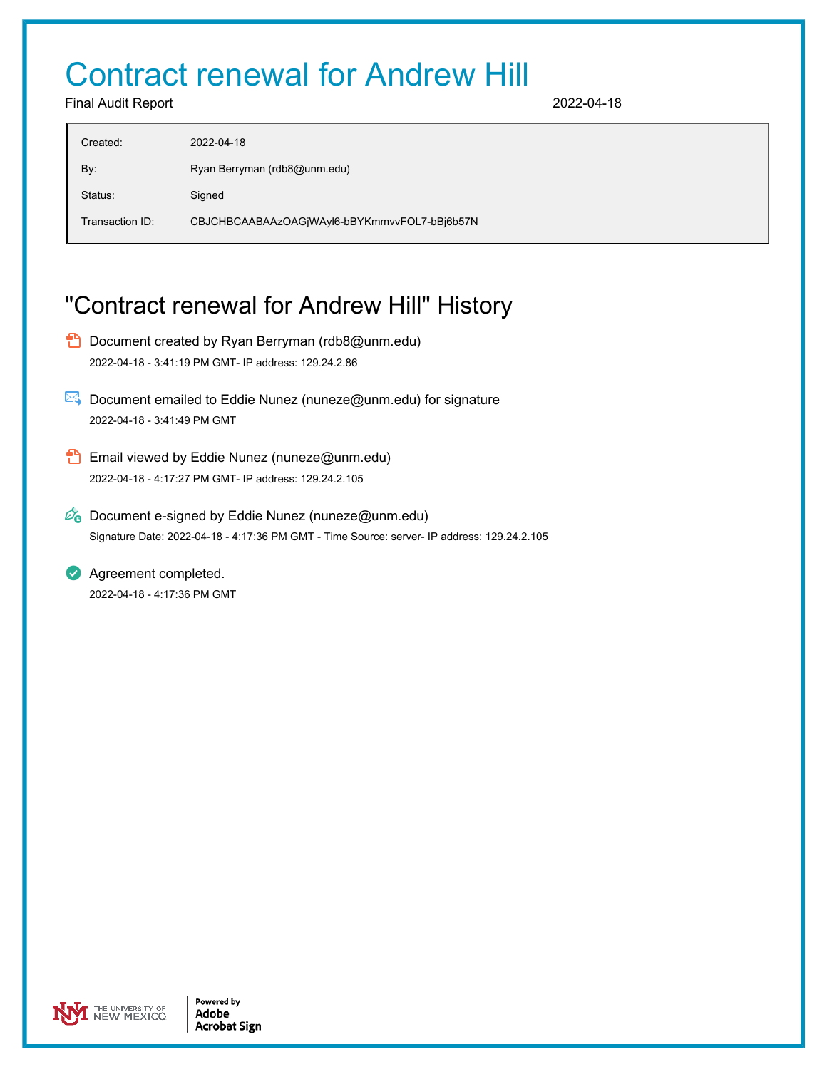# Contract renewal for Andrew Hill

Final Audit Report 2022-04-18

| | |
|---|---|
| Created: | 2022-04-18 |
| By: | Ryan Berryman (rdb8@unm.edu) |
| Status: | Signed |
| Transaction ID: | CBJCHBCAABAAzOAGjWAyl6-bBYKmmvvFOL7-bBj6b57N |

## "Contract renewal for Andrew Hill" History

- Document created by Ryan Berryman (rdb8@unm.edu)
  2022-04-18 - 3:41:19 PM GMT- IP address: 129.24.2.86

- Document emailed to Eddie Nunez (nuneze@unm.edu) for signature
  2022-04-18 - 3:41:49 PM GMT

- Email viewed by Eddie Nunez (nuneze@unm.edu)
  2022-04-18 - 4:17:27 PM GMT- IP address: 129.24.2.105

- Document e-signed by Eddie Nunez (nuneze@unm.edu)
  Signature Date: 2022-04-18 - 4:17:36 PM GMT - Time Source: server- IP address: 129.24.2.105

- Agreement completed.
  2022-04-18 - 4:17:36 PM GMT

THE UNIVERSITY OF NEW MEXICO | Powered by Adobe Acrobat Sign